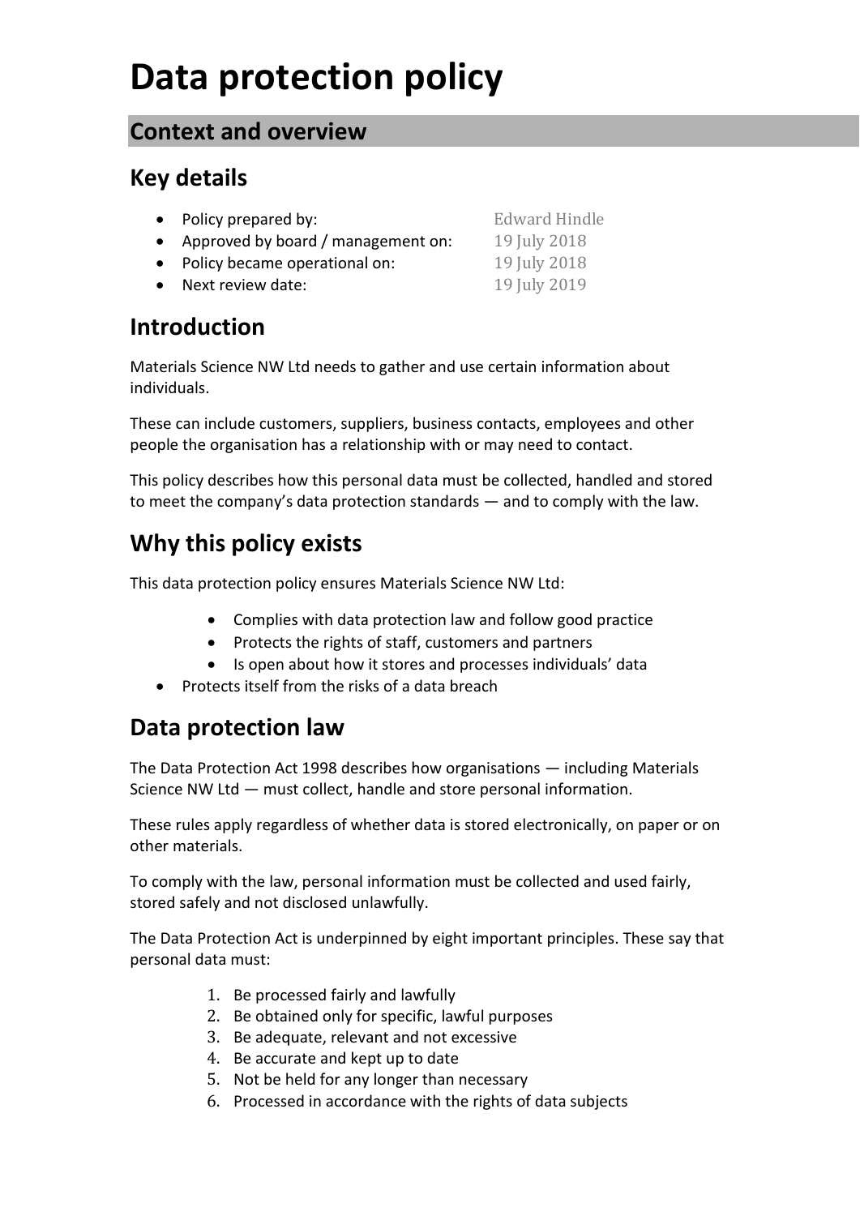# Data protection policy

## Context and overview

### Key details

- Policy prepared by: Edward Hindle
- Approved by board / management on: 19 July 2018
- Policy became operational on: 19 July 2018
- Next review date: 19 July 2019

### Introduction

Materials Science NW Ltd needs to gather and use certain information about individuals.

These can include customers, suppliers, business contacts, employees and other people the organisation has a relationship with or may need to contact.

This policy describes how this personal data must be collected, handled and stored to meet the company's data protection standards — and to comply with the law.

### Why this policy exists

This data protection policy ensures Materials Science NW Ltd:

- Complies with data protection law and follow good practice
- Protects the rights of staff, customers and partners
- Is open about how it stores and processes individuals' data
- Protects itself from the risks of a data breach

### Data protection law

The Data Protection Act 1998 describes how organisations — including Materials Science NW Ltd — must collect, handle and store personal information.

These rules apply regardless of whether data is stored electronically, on paper or on other materials.

To comply with the law, personal information must be collected and used fairly, stored safely and not disclosed unlawfully.

The Data Protection Act is underpinned by eight important principles. These say that personal data must:

1. Be processed fairly and lawfully
2. Be obtained only for specific, lawful purposes
3. Be adequate, relevant and not excessive
4. Be accurate and kept up to date
5. Not be held for any longer than necessary
6. Processed in accordance with the rights of data subjects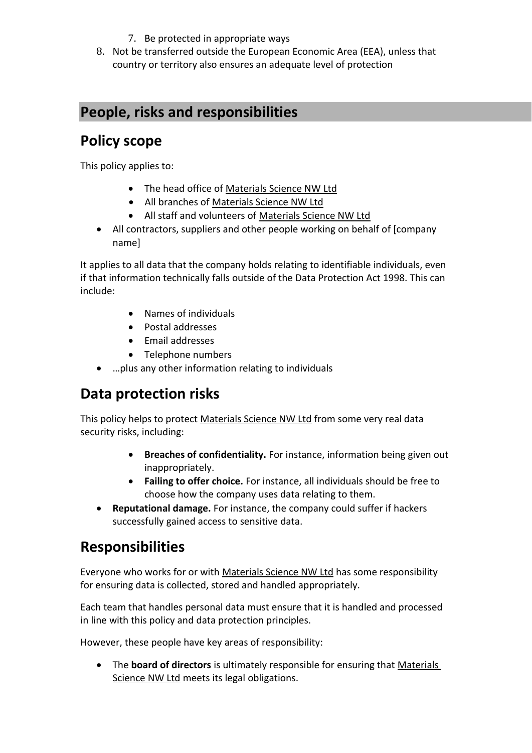7. Be protected in appropriate ways
8. Not be transferred outside the European Economic Area (EEA), unless that country or territory also ensures an adequate level of protection

# People, risks and responsibilities

## Policy scope

This policy applies to:

- The head office of Materials Science NW Ltd
- All branches of Materials Science NW Ltd
- All staff and volunteers of Materials Science NW Ltd
- All contractors, suppliers and other people working on behalf of [company name]

It applies to all data that the company holds relating to identifiable individuals, even if that information technically falls outside of the Data Protection Act 1998. This can include:

- Names of individuals
- Postal addresses
- Email addresses
- Telephone numbers
- …plus any other information relating to individuals

## Data protection risks

This policy helps to protect Materials Science NW Ltd from some very real data security risks, including:

- **Breaches of confidentiality.** For instance, information being given out inappropriately.
- **Failing to offer choice.** For instance, all individuals should be free to choose how the company uses data relating to them.
- **Reputational damage.** For instance, the company could suffer if hackers successfully gained access to sensitive data.

## Responsibilities

Everyone who works for or with Materials Science NW Ltd has some responsibility for ensuring data is collected, stored and handled appropriately.

Each team that handles personal data must ensure that it is handled and processed in line with this policy and data protection principles.

However, these people have key areas of responsibility:

- The **board of directors** is ultimately responsible for ensuring that Materials Science NW Ltd meets its legal obligations.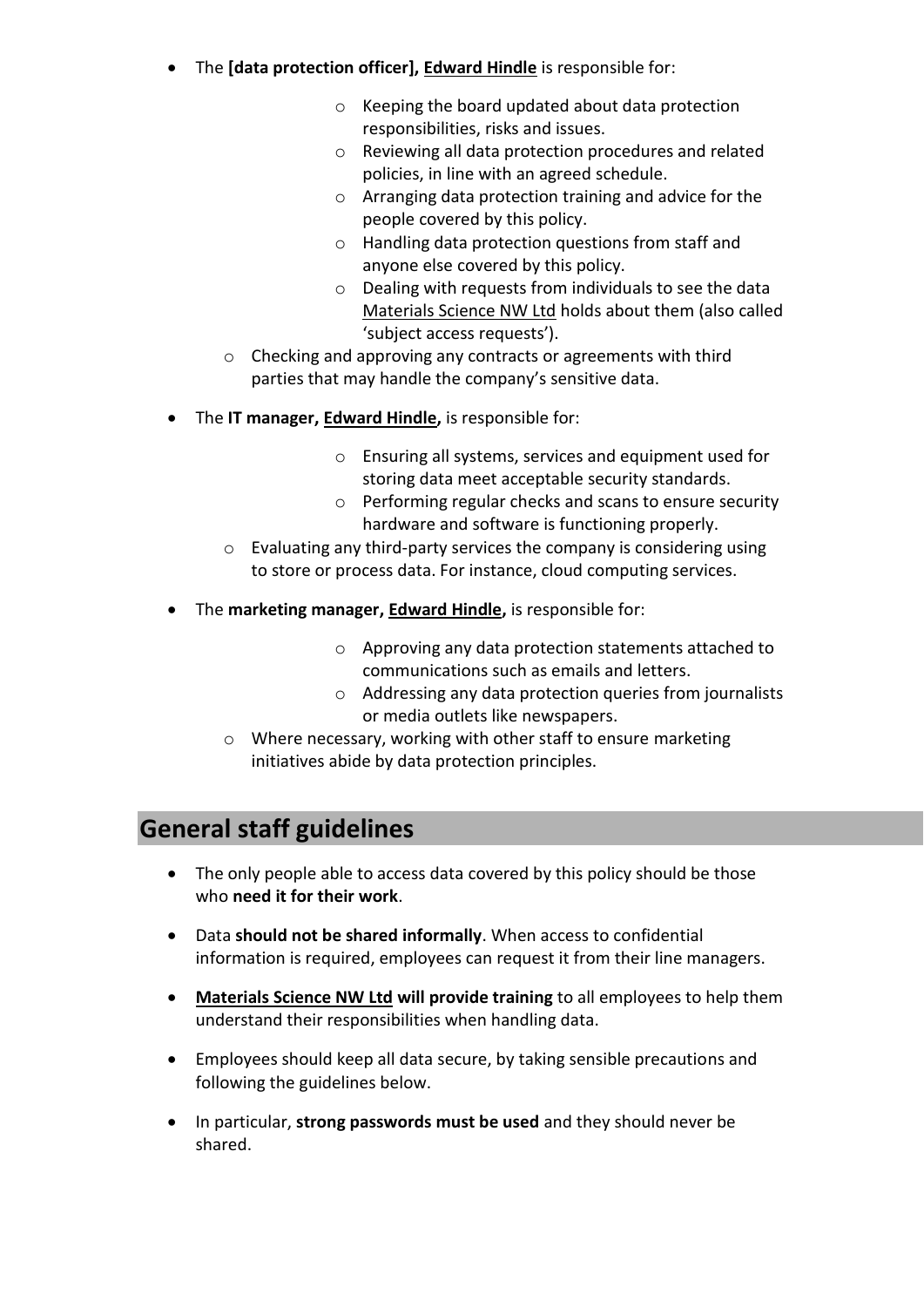- The **[data protection officer], <u>Edward Hindle</u>** is responsible for:
    - Keeping the board updated about data protection responsibilities, risks and issues.
    - Reviewing all data protection procedures and related policies, in line with an agreed schedule.
    - Arranging data protection training and advice for the people covered by this policy.
    - Handling data protection questions from staff and anyone else covered by this policy.
    - Dealing with requests from individuals to see the data <u>Materials Science NW Ltd</u> holds about them (also called 'subject access requests').
    - Checking and approving any contracts or agreements with third parties that may handle the company's sensitive data.

- The **IT manager, <u>Edward Hindle</u>,** is responsible for:
    - Ensuring all systems, services and equipment used for storing data meet acceptable security standards.
    - Performing regular checks and scans to ensure security hardware and software is functioning properly.
    - Evaluating any third-party services the company is considering using to store or process data. For instance, cloud computing services.

- The **marketing manager, <u>Edward Hindle</u>,** is responsible for:
    - Approving any data protection statements attached to communications such as emails and letters.
    - Addressing any data protection queries from journalists or media outlets like newspapers.
    - Where necessary, working with other staff to ensure marketing initiatives abide by data protection principles.

## General staff guidelines

- The only people able to access data covered by this policy should be those who **need it for their work**.

- Data **should not be shared informally**. When access to confidential information is required, employees can request it from their line managers.

- **<u>Materials Science NW Ltd</u> will provide training** to all employees to help them understand their responsibilities when handling data.

- Employees should keep all data secure, by taking sensible precautions and following the guidelines below.

- In particular, **strong passwords must be used** and they should never be shared.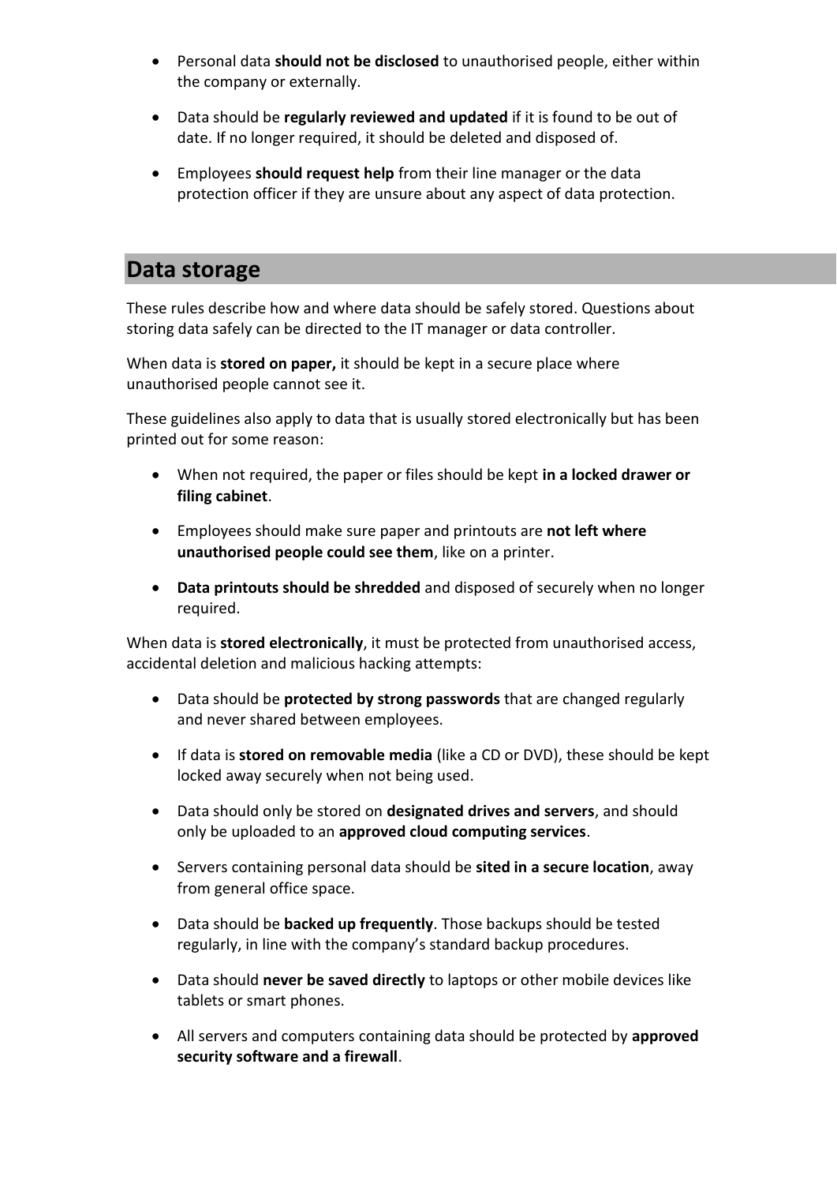- Personal data **should not be disclosed** to unauthorised people, either within the company or externally.

- Data should be **regularly reviewed and updated** if it is found to be out of date. If no longer required, it should be deleted and disposed of.

- Employees **should request help** from their line manager or the data protection officer if they are unsure about any aspect of data protection.

## Data storage

These rules describe how and where data should be safely stored. Questions about storing data safely can be directed to the IT manager or data controller.

When data is **stored on paper,** it should be kept in a secure place where unauthorised people cannot see it.

These guidelines also apply to data that is usually stored electronically but has been printed out for some reason:

- When not required, the paper or files should be kept **in a locked drawer or filing cabinet**.

- Employees should make sure paper and printouts are **not left where unauthorised people could see them**, like on a printer.

- **Data printouts should be shredded** and disposed of securely when no longer required.

When data is **stored electronically**, it must be protected from unauthorised access, accidental deletion and malicious hacking attempts:

- Data should be **protected by strong passwords** that are changed regularly and never shared between employees.

- If data is **stored on removable media** (like a CD or DVD), these should be kept locked away securely when not being used.

- Data should only be stored on **designated drives and servers**, and should only be uploaded to an **approved cloud computing services**.

- Servers containing personal data should be **sited in a secure location**, away from general office space.

- Data should be **backed up frequently**. Those backups should be tested regularly, in line with the company's standard backup procedures.

- Data should **never be saved directly** to laptops or other mobile devices like tablets or smart phones.

- All servers and computers containing data should be protected by **approved security software and a firewall**.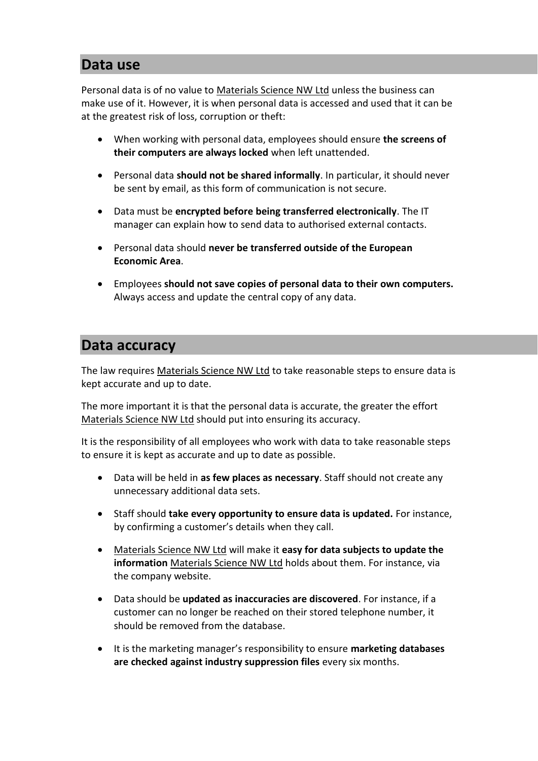## Data use

Personal data is of no value to Materials Science NW Ltd unless the business can make use of it. However, it is when personal data is accessed and used that it can be at the greatest risk of loss, corruption or theft:

- When working with personal data, employees should ensure **the screens of their computers are always locked** when left unattended.
- Personal data **should not be shared informally**. In particular, it should never be sent by email, as this form of communication is not secure.
- Data must be **encrypted before being transferred electronically**. The IT manager can explain how to send data to authorised external contacts.
- Personal data should **never be transferred outside of the European Economic Area**.
- Employees **should not save copies of personal data to their own computers.** Always access and update the central copy of any data.

## Data accuracy

The law requires Materials Science NW Ltd to take reasonable steps to ensure data is kept accurate and up to date.

The more important it is that the personal data is accurate, the greater the effort Materials Science NW Ltd should put into ensuring its accuracy.

It is the responsibility of all employees who work with data to take reasonable steps to ensure it is kept as accurate and up to date as possible.

- Data will be held in **as few places as necessary**. Staff should not create any unnecessary additional data sets.
- Staff should **take every opportunity to ensure data is updated.** For instance, by confirming a customer's details when they call.
- Materials Science NW Ltd will make it **easy for data subjects to update the information** Materials Science NW Ltd holds about them. For instance, via the company website.
- Data should be **updated as inaccuracies are discovered**. For instance, if a customer can no longer be reached on their stored telephone number, it should be removed from the database.
- It is the marketing manager's responsibility to ensure **marketing databases are checked against industry suppression files** every six months.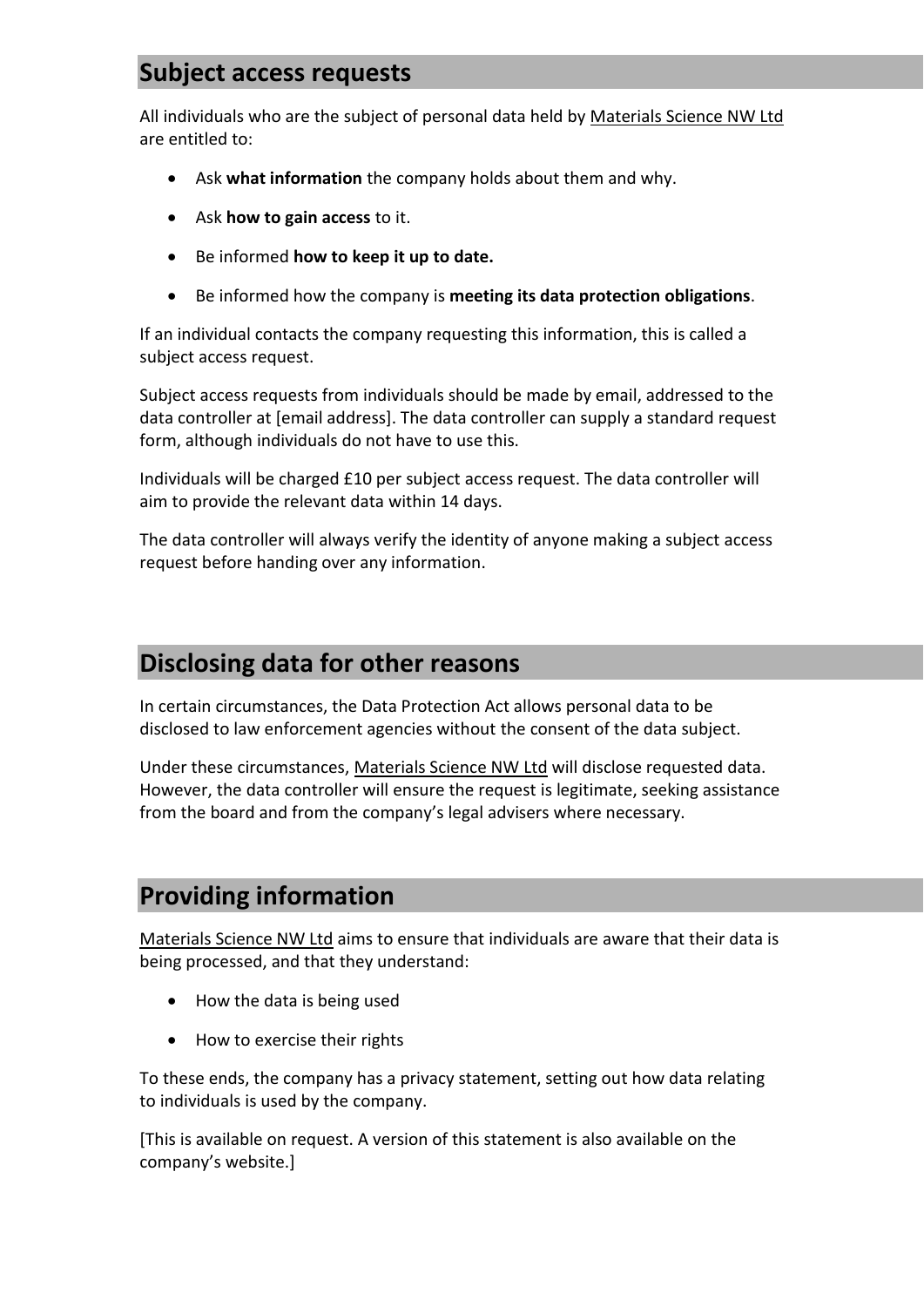## Subject access requests

All individuals who are the subject of personal data held by Materials Science NW Ltd are entitled to:

- Ask **what information** the company holds about them and why.
- Ask **how to gain access** to it.
- Be informed **how to keep it up to date.**
- Be informed how the company is **meeting its data protection obligations**.

If an individual contacts the company requesting this information, this is called a subject access request.

Subject access requests from individuals should be made by email, addressed to the data controller at [email address]. The data controller can supply a standard request form, although individuals do not have to use this.

Individuals will be charged £10 per subject access request. The data controller will aim to provide the relevant data within 14 days.

The data controller will always verify the identity of anyone making a subject access request before handing over any information.

## Disclosing data for other reasons

In certain circumstances, the Data Protection Act allows personal data to be disclosed to law enforcement agencies without the consent of the data subject.

Under these circumstances, Materials Science NW Ltd will disclose requested data. However, the data controller will ensure the request is legitimate, seeking assistance from the board and from the company's legal advisers where necessary.

## Providing information

Materials Science NW Ltd aims to ensure that individuals are aware that their data is being processed, and that they understand:

- How the data is being used
- How to exercise their rights

To these ends, the company has a privacy statement, setting out how data relating to individuals is used by the company.

[This is available on request. A version of this statement is also available on the company's website.]